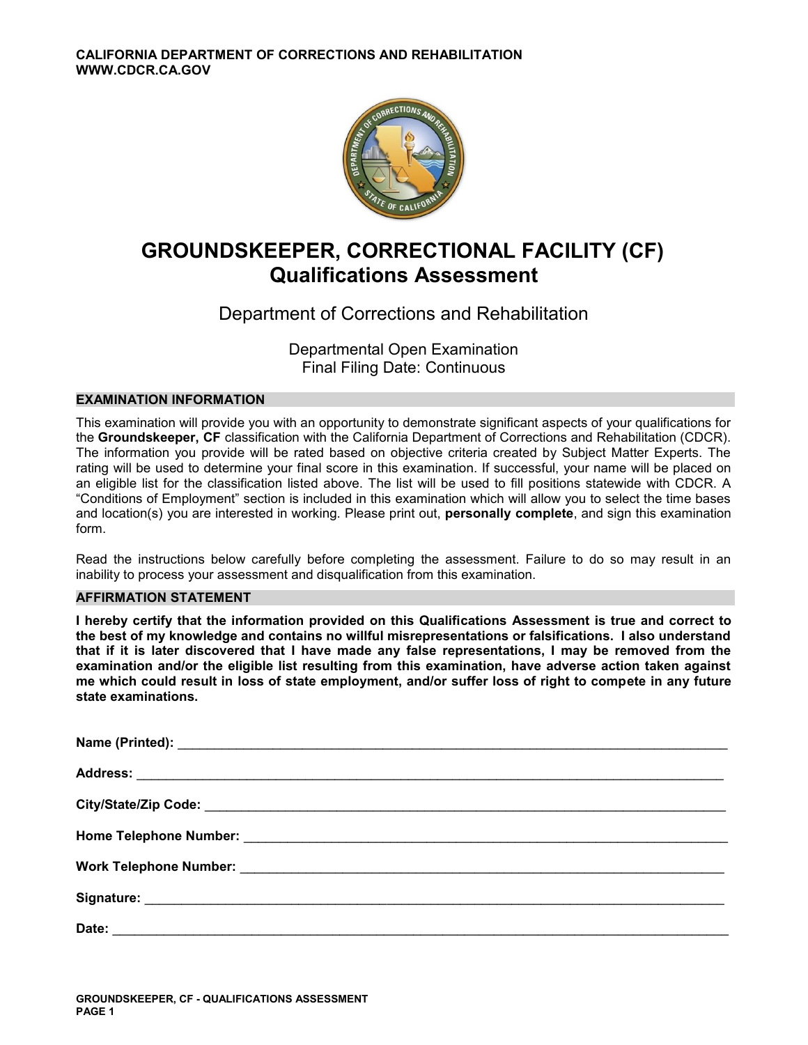CALIFORNIA DEPARTMENT OF CORRECTIONS AND REHABILITATION
WWW.CDCR.CA.GOV

# GROUNDSKEEPER, CORRECTIONAL FACILITY (CF)
## Qualifications Assessment

Department of Corrections and Rehabilitation

Departmental Open Examination
Final Filing Date: Continuous

### EXAMINATION INFORMATION

This examination will provide you with an opportunity to demonstrate significant aspects of your qualifications for the **Groundskeeper, CF** classification with the California Department of Corrections and Rehabilitation (CDCR). The information you provide will be rated based on objective criteria created by Subject Matter Experts. The rating will be used to determine your final score in this examination. If successful, your name will be placed on an eligible list for the classification listed above. The list will be used to fill positions statewide with CDCR. A "Conditions of Employment" section is included in this examination which will allow you to select the time bases and location(s) you are interested in working. Please print out, **personally complete**, and sign this examination form.

Read the instructions below carefully before completing the assessment. Failure to do so may result in an inability to process your assessment and disqualification from this examination.

### AFFIRMATION STATEMENT

**I hereby certify that the information provided on this Qualifications Assessment is true and correct to the best of my knowledge and contains no willful misrepresentations or falsifications. I also understand that if it is later discovered that I have made any false representations, I may be removed from the examination and/or the eligible list resulting from this examination, have adverse action taken against me which could result in loss of state employment, and/or suffer loss of right to compete in any future state examinations.**

**Name (Printed):** ___________________________________________

**Address:** ___________________________________________

**City/State/Zip Code:** ___________________________________________

**Home Telephone Number:** ___________________________________________

**Work Telephone Number:** ___________________________________________

**Signature:** ___________________________________________

**Date:** ___________________________________________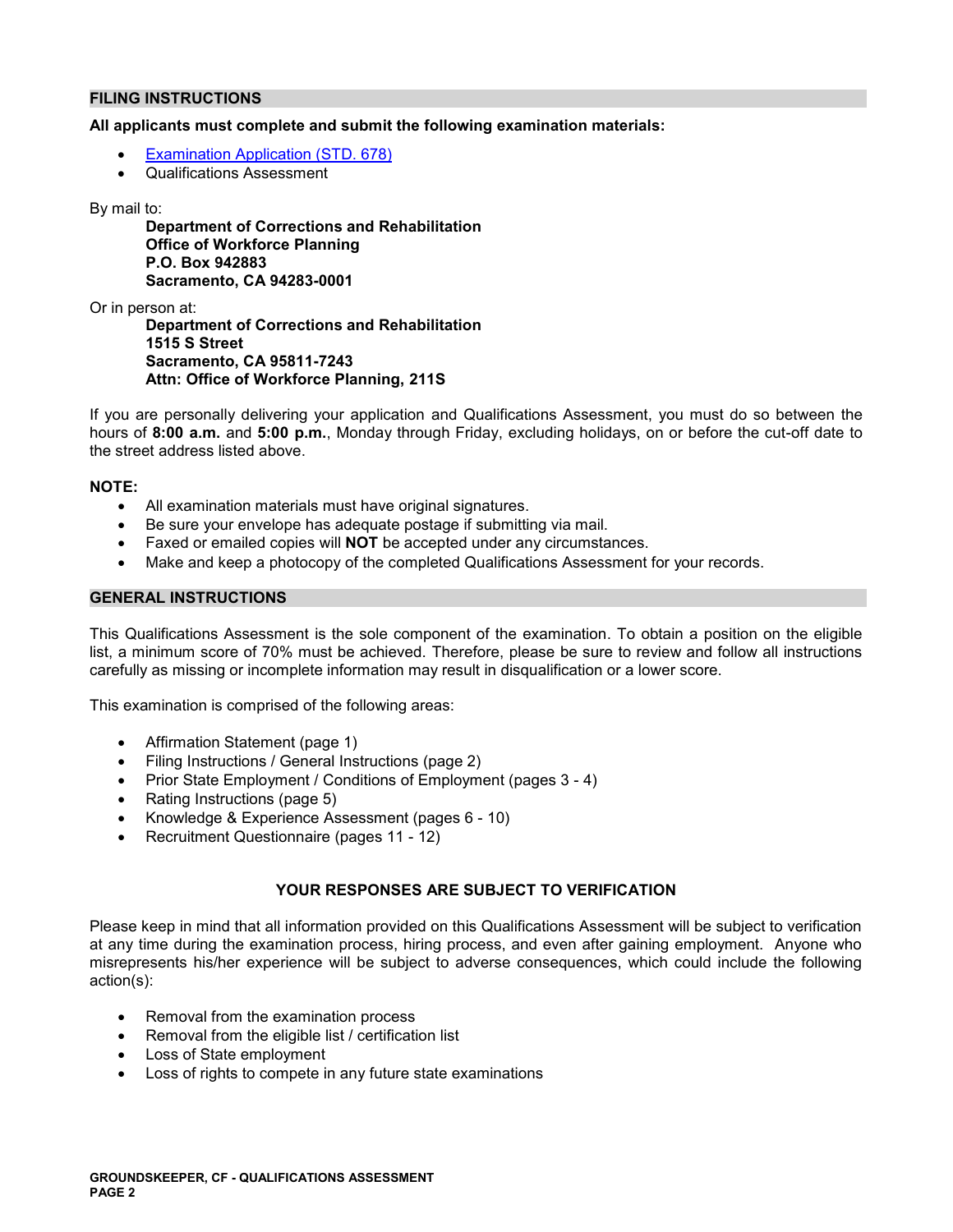## FILING INSTRUCTIONS

**All applicants must complete and submit the following examination materials:**

- [Examination Application (STD. 678)]
- Qualifications Assessment

By mail to:

**Department of Corrections and Rehabilitation**
**Office of Workforce Planning**
**P.O. Box 942883**
**Sacramento, CA 94283-0001**

Or in person at:

**Department of Corrections and Rehabilitation**
**1515 S Street**
**Sacramento, CA 95811-7243**
**Attn: Office of Workforce Planning, 211S**

If you are personally delivering your application and Qualifications Assessment, you must do so between the hours of **8:00 a.m.** and **5:00 p.m.**, Monday through Friday, excluding holidays, on or before the cut-off date to the street address listed above.

**NOTE:**

- All examination materials must have original signatures.
- Be sure your envelope has adequate postage if submitting via mail.
- Faxed or emailed copies will **NOT** be accepted under any circumstances.
- Make and keep a photocopy of the completed Qualifications Assessment for your records.

## GENERAL INSTRUCTIONS

This Qualifications Assessment is the sole component of the examination. To obtain a position on the eligible list, a minimum score of 70% must be achieved. Therefore, please be sure to review and follow all instructions carefully as missing or incomplete information may result in disqualification or a lower score.

This examination is comprised of the following areas:

- Affirmation Statement (page 1)
- Filing Instructions / General Instructions (page 2)
- Prior State Employment / Conditions of Employment (pages 3 - 4)
- Rating Instructions (page 5)
- Knowledge & Experience Assessment (pages 6 - 10)
- Recruitment Questionnaire (pages 11 - 12)

**YOUR RESPONSES ARE SUBJECT TO VERIFICATION**

Please keep in mind that all information provided on this Qualifications Assessment will be subject to verification at any time during the examination process, hiring process, and even after gaining employment. Anyone who misrepresents his/her experience will be subject to adverse consequences, which could include the following action(s):

- Removal from the examination process
- Removal from the eligible list / certification list
- Loss of State employment
- Loss of rights to compete in any future state examinations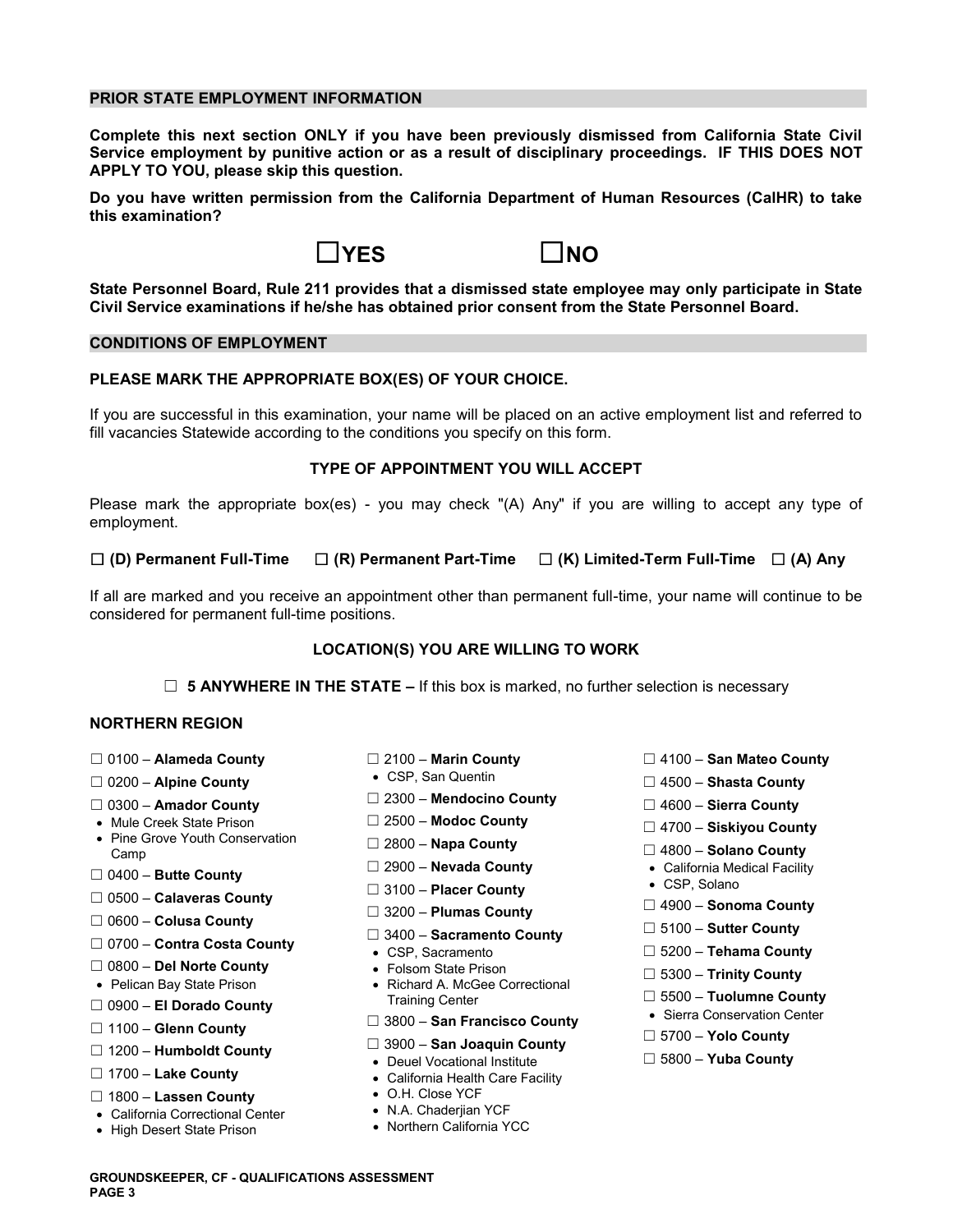## PRIOR STATE EMPLOYMENT INFORMATION

**Complete this next section ONLY if you have been previously dismissed from California State Civil Service employment by punitive action or as a result of disciplinary proceedings. IF THIS DOES NOT APPLY TO YOU, please skip this question.**

**Do you have written permission from the California Department of Human Resources (CalHR) to take this examination?**

☐**YES** ☐**NO**

**State Personnel Board, Rule 211 provides that a dismissed state employee may only participate in State Civil Service examinations if he/she has obtained prior consent from the State Personnel Board.**

## CONDITIONS OF EMPLOYMENT

**PLEASE MARK THE APPROPRIATE BOX(ES) OF YOUR CHOICE.**

If you are successful in this examination, your name will be placed on an active employment list and referred to fill vacancies Statewide according to the conditions you specify on this form.

### TYPE OF APPOINTMENT YOU WILL ACCEPT

Please mark the appropriate box(es) - you may check "(A) Any" if you are willing to accept any type of employment.

☐ **(D) Permanent Full-Time** ☐ **(R) Permanent Part-Time** ☐ **(K) Limited-Term Full-Time** ☐ **(A) Any**

If all are marked and you receive an appointment other than permanent full-time, your name will continue to be considered for permanent full-time positions.

### LOCATION(S) YOU ARE WILLING TO WORK

☐ **5 ANYWHERE IN THE STATE –** If this box is marked, no further selection is necessary

**NORTHERN REGION**

☐ 0100 – **Alameda County**

☐ 0200 – **Alpine County**

☐ 0300 – **Amador County**
- Mule Creek State Prison
- Pine Grove Youth Conservation Camp

☐ 0400 – **Butte County**

☐ 0500 – **Calaveras County**

☐ 0600 – **Colusa County**

☐ 0700 – **Contra Costa County**

☐ 0800 – **Del Norte County**
- Pelican Bay State Prison

☐ 0900 – **El Dorado County**

☐ 1100 – **Glenn County**

☐ 1200 – **Humboldt County**

☐ 1700 – **Lake County**

☐ 1800 – **Lassen County**
- California Correctional Center
- High Desert State Prison

☐ 2100 – **Marin County**
- CSP, San Quentin

☐ 2300 – **Mendocino County**

☐ 2500 – **Modoc County**

☐ 2800 – **Napa County**

☐ 2900 – **Nevada County**

☐ 3100 – **Placer County**

☐ 3200 – **Plumas County**

☐ 3400 – **Sacramento County**
- CSP, Sacramento
- Folsom State Prison
- Richard A. McGee Correctional Training Center

☐ 3800 – **San Francisco County**

☐ 3900 – **San Joaquin County**
- Deuel Vocational Institute
- California Health Care Facility
- O.H. Close YCF
- N.A. Chaderjian YCF
- Northern California YCC

☐ 4100 – **San Mateo County**

☐ 4500 – **Shasta County**

☐ 4600 – **Sierra County**

☐ 4700 – **Siskiyou County**

☐ 4800 – **Solano County**
- California Medical Facility
- CSP, Solano

☐ 4900 – **Sonoma County**

☐ 5100 – **Sutter County**

☐ 5200 – **Tehama County**

☐ 5300 – **Trinity County**

☐ 5500 – **Tuolumne County**
- Sierra Conservation Center

☐ 5700 – **Yolo County**

☐ 5800 – **Yuba County**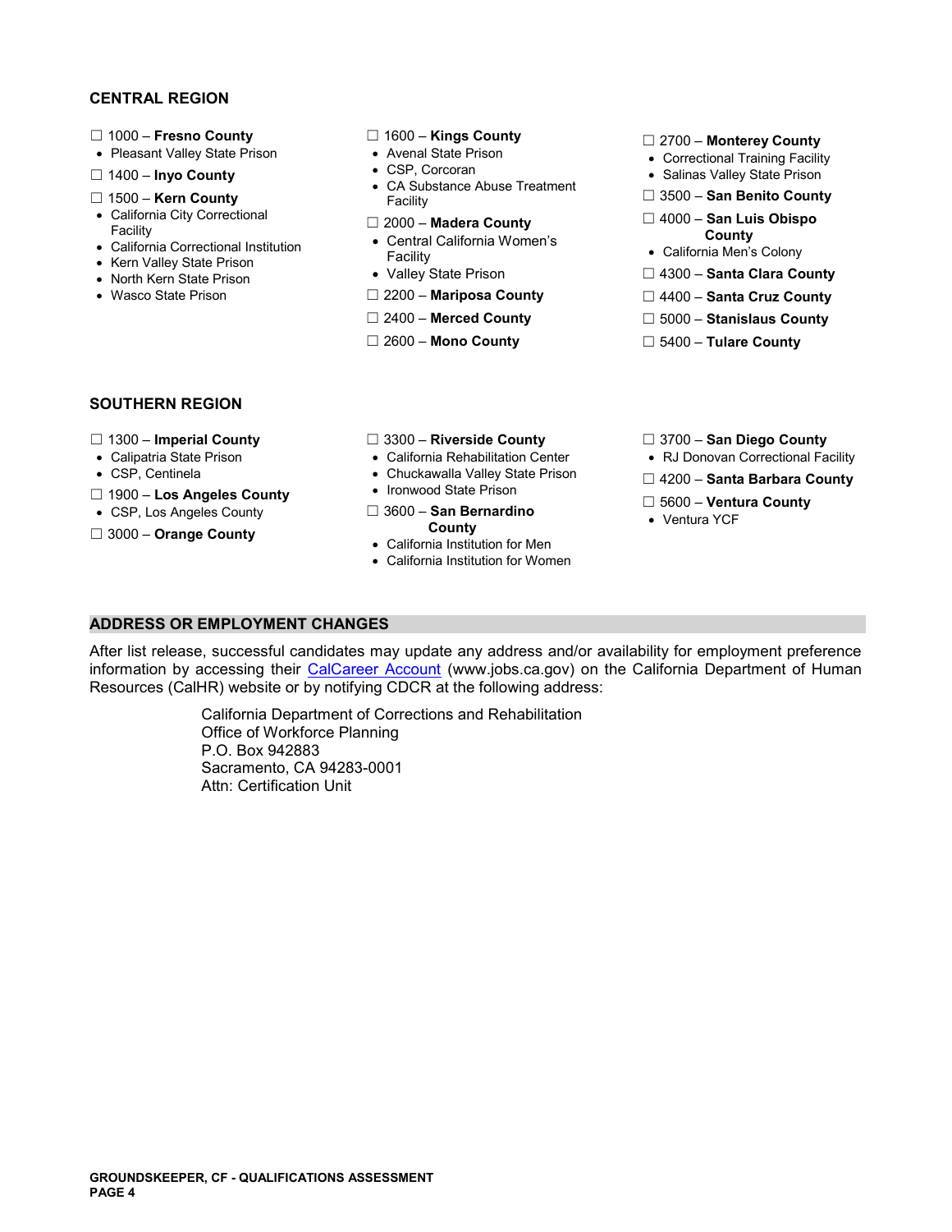## CENTRAL REGION

☐ 1000 – **Fresno County**
- Pleasant Valley State Prison

☐ 1400 – **Inyo County**

☐ 1500 – **Kern County**
- California City Correctional Facility
- California Correctional Institution
- Kern Valley State Prison
- North Kern State Prison
- Wasco State Prison

☐ 1600 – **Kings County**
- Avenal State Prison
- CSP, Corcoran
- CA Substance Abuse Treatment Facility

☐ 2000 – **Madera County**
- Central California Women's Facility
- Valley State Prison

☐ 2200 – **Mariposa County**

☐ 2400 – **Merced County**

☐ 2600 – **Mono County**

☐ 2700 – **Monterey County**
- Correctional Training Facility
- Salinas Valley State Prison

☐ 3500 – **San Benito County**

☐ 4000 – **San Luis Obispo County**
- California Men's Colony

☐ 4300 – **Santa Clara County**

☐ 4400 – **Santa Cruz County**

☐ 5000 – **Stanislaus County**

☐ 5400 – **Tulare County**

## SOUTHERN REGION

☐ 1300 – **Imperial County**
- Calipatria State Prison
- CSP, Centinela

☐ 1900 – **Los Angeles County**
- CSP, Los Angeles County

☐ 3000 – **Orange County**

☐ 3300 – **Riverside County**
- California Rehabilitation Center
- Chuckawalla Valley State Prison
- Ironwood State Prison

☐ 3600 – **San Bernardino County**
- California Institution for Men
- California Institution for Women

☐ 3700 – **San Diego County**
- RJ Donovan Correctional Facility

☐ 4200 – **Santa Barbara County**

☐ 5600 – **Ventura County**
- Ventura YCF

## ADDRESS OR EMPLOYMENT CHANGES

After list release, successful candidates may update any address and/or availability for employment preference information by accessing their CalCareer Account (www.jobs.ca.gov) on the California Department of Human Resources (CalHR) website or by notifying CDCR at the following address:

California Department of Corrections and Rehabilitation
Office of Workforce Planning
P.O. Box 942883
Sacramento, CA 94283-0001
Attn: Certification Unit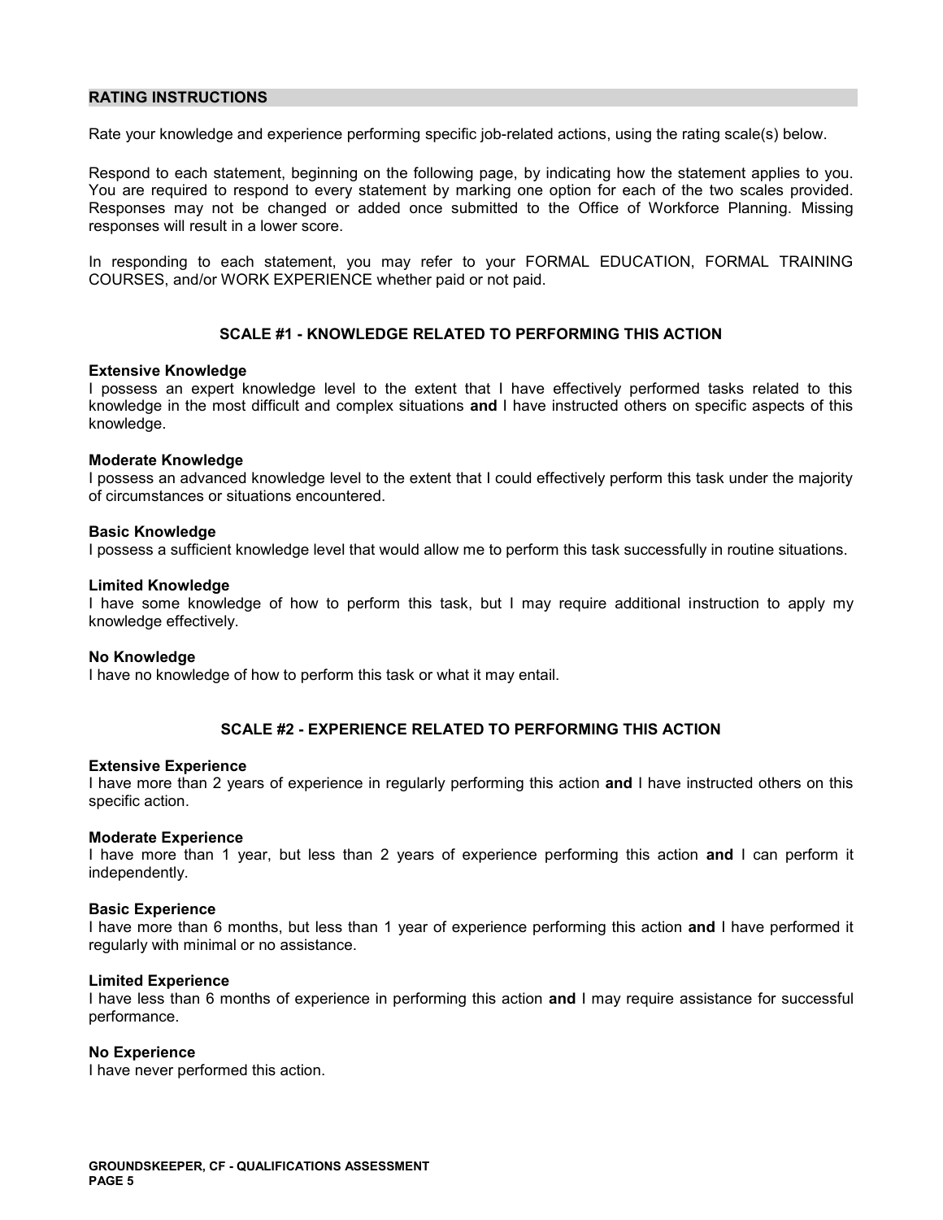## RATING INSTRUCTIONS

Rate your knowledge and experience performing specific job-related actions, using the rating scale(s) below.

Respond to each statement, beginning on the following page, by indicating how the statement applies to you. You are required to respond to every statement by marking one option for each of the two scales provided. Responses may not be changed or added once submitted to the Office of Workforce Planning. Missing responses will result in a lower score.

In responding to each statement, you may refer to your FORMAL EDUCATION, FORMAL TRAINING COURSES, and/or WORK EXPERIENCE whether paid or not paid.

### SCALE #1 - KNOWLEDGE RELATED TO PERFORMING THIS ACTION

**Extensive Knowledge**
I possess an expert knowledge level to the extent that I have effectively performed tasks related to this knowledge in the most difficult and complex situations **and** I have instructed others on specific aspects of this knowledge.

**Moderate Knowledge**
I possess an advanced knowledge level to the extent that I could effectively perform this task under the majority of circumstances or situations encountered.

**Basic Knowledge**
I possess a sufficient knowledge level that would allow me to perform this task successfully in routine situations.

**Limited Knowledge**
I have some knowledge of how to perform this task, but I may require additional instruction to apply my knowledge effectively.

**No Knowledge**
I have no knowledge of how to perform this task or what it may entail.

### SCALE #2 - EXPERIENCE RELATED TO PERFORMING THIS ACTION

**Extensive Experience**
I have more than 2 years of experience in regularly performing this action **and** I have instructed others on this specific action.

**Moderate Experience**
I have more than 1 year, but less than 2 years of experience performing this action **and** I can perform it independently.

**Basic Experience**
I have more than 6 months, but less than 1 year of experience performing this action **and** I have performed it regularly with minimal or no assistance.

**Limited Experience**
I have less than 6 months of experience in performing this action **and** I may require assistance for successful performance.

**No Experience**
I have never performed this action.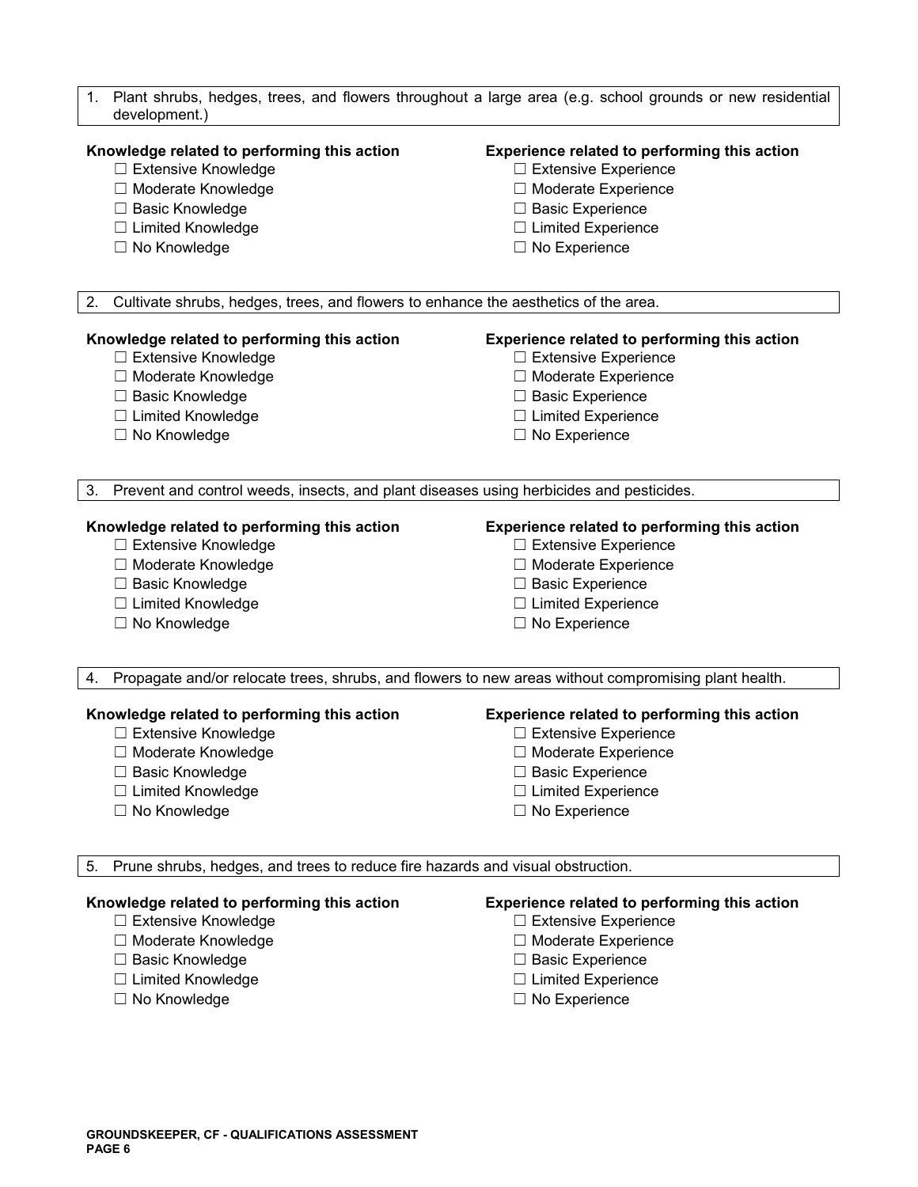1. Plant shrubs, hedges, trees, and flowers throughout a large area (e.g. school grounds or new residential development.)

**Knowledge related to performing this action**

- ☐ Extensive Knowledge
- ☐ Moderate Knowledge
- ☐ Basic Knowledge
- ☐ Limited Knowledge
- ☐ No Knowledge

**Experience related to performing this action**

- ☐ Extensive Experience
- ☐ Moderate Experience
- ☐ Basic Experience
- ☐ Limited Experience
- ☐ No Experience

2. Cultivate shrubs, hedges, trees, and flowers to enhance the aesthetics of the area.

**Knowledge related to performing this action**

- ☐ Extensive Knowledge
- ☐ Moderate Knowledge
- ☐ Basic Knowledge
- ☐ Limited Knowledge
- ☐ No Knowledge

**Experience related to performing this action**

- ☐ Extensive Experience
- ☐ Moderate Experience
- ☐ Basic Experience
- ☐ Limited Experience
- ☐ No Experience

3. Prevent and control weeds, insects, and plant diseases using herbicides and pesticides.

**Knowledge related to performing this action**

- ☐ Extensive Knowledge
- ☐ Moderate Knowledge
- ☐ Basic Knowledge
- ☐ Limited Knowledge
- ☐ No Knowledge

**Experience related to performing this action**

- ☐ Extensive Experience
- ☐ Moderate Experience
- ☐ Basic Experience
- ☐ Limited Experience
- ☐ No Experience

4. Propagate and/or relocate trees, shrubs, and flowers to new areas without compromising plant health.

**Knowledge related to performing this action**

- ☐ Extensive Knowledge
- ☐ Moderate Knowledge
- ☐ Basic Knowledge
- ☐ Limited Knowledge
- ☐ No Knowledge

**Experience related to performing this action**

- ☐ Extensive Experience
- ☐ Moderate Experience
- ☐ Basic Experience
- ☐ Limited Experience
- ☐ No Experience

5. Prune shrubs, hedges, and trees to reduce fire hazards and visual obstruction.

**Knowledge related to performing this action**

- ☐ Extensive Knowledge
- ☐ Moderate Knowledge
- ☐ Basic Knowledge
- ☐ Limited Knowledge
- ☐ No Knowledge

**Experience related to performing this action**

- ☐ Extensive Experience
- ☐ Moderate Experience
- ☐ Basic Experience
- ☐ Limited Experience
- ☐ No Experience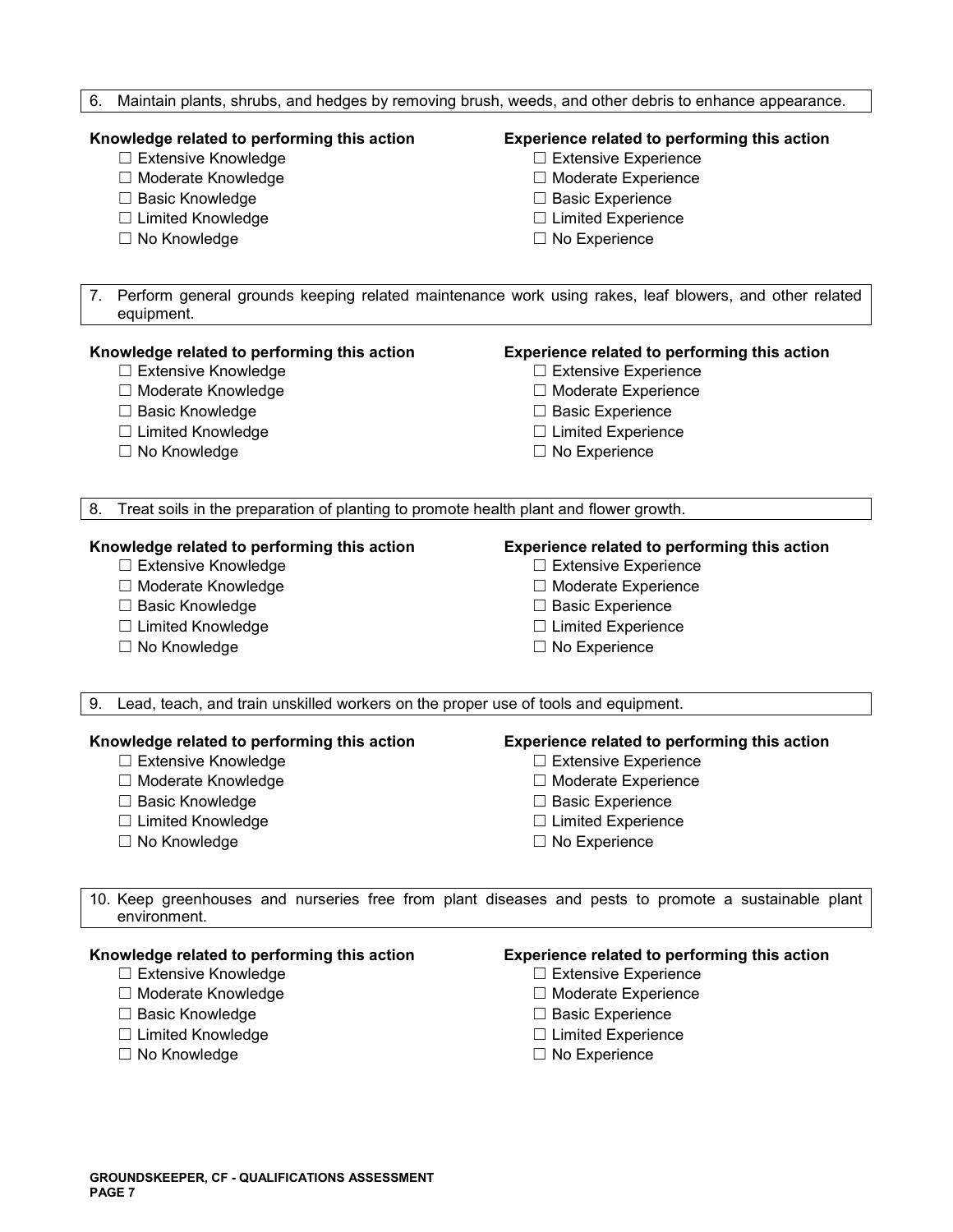6. Maintain plants, shrubs, and hedges by removing brush, weeds, and other debris to enhance appearance.

**Knowledge related to performing this action**
- ☐ Extensive Knowledge
- ☐ Moderate Knowledge
- ☐ Basic Knowledge
- ☐ Limited Knowledge
- ☐ No Knowledge

**Experience related to performing this action**
- ☐ Extensive Experience
- ☐ Moderate Experience
- ☐ Basic Experience
- ☐ Limited Experience
- ☐ No Experience

7. Perform general grounds keeping related maintenance work using rakes, leaf blowers, and other related equipment.

**Knowledge related to performing this action**
- ☐ Extensive Knowledge
- ☐ Moderate Knowledge
- ☐ Basic Knowledge
- ☐ Limited Knowledge
- ☐ No Knowledge

**Experience related to performing this action**
- ☐ Extensive Experience
- ☐ Moderate Experience
- ☐ Basic Experience
- ☐ Limited Experience
- ☐ No Experience

8. Treat soils in the preparation of planting to promote health plant and flower growth.

**Knowledge related to performing this action**
- ☐ Extensive Knowledge
- ☐ Moderate Knowledge
- ☐ Basic Knowledge
- ☐ Limited Knowledge
- ☐ No Knowledge

**Experience related to performing this action**
- ☐ Extensive Experience
- ☐ Moderate Experience
- ☐ Basic Experience
- ☐ Limited Experience
- ☐ No Experience

9. Lead, teach, and train unskilled workers on the proper use of tools and equipment.

**Knowledge related to performing this action**
- ☐ Extensive Knowledge
- ☐ Moderate Knowledge
- ☐ Basic Knowledge
- ☐ Limited Knowledge
- ☐ No Knowledge

**Experience related to performing this action**
- ☐ Extensive Experience
- ☐ Moderate Experience
- ☐ Basic Experience
- ☐ Limited Experience
- ☐ No Experience

10. Keep greenhouses and nurseries free from plant diseases and pests to promote a sustainable plant environment.

**Knowledge related to performing this action**
- ☐ Extensive Knowledge
- ☐ Moderate Knowledge
- ☐ Basic Knowledge
- ☐ Limited Knowledge
- ☐ No Knowledge

**Experience related to performing this action**
- ☐ Extensive Experience
- ☐ Moderate Experience
- ☐ Basic Experience
- ☐ Limited Experience
- ☐ No Experience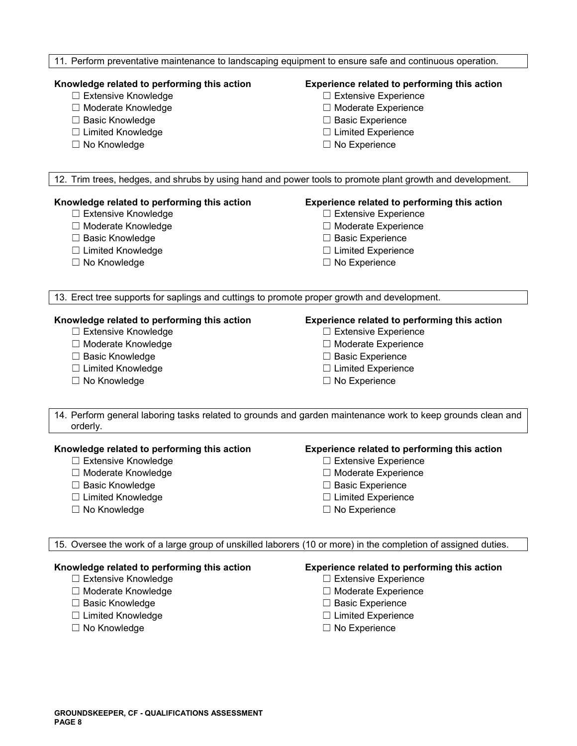11. Perform preventative maintenance to landscaping equipment to ensure safe and continuous operation.

**Knowledge related to performing this action**
- ☐ Extensive Knowledge
- ☐ Moderate Knowledge
- ☐ Basic Knowledge
- ☐ Limited Knowledge
- ☐ No Knowledge

**Experience related to performing this action**
- ☐ Extensive Experience
- ☐ Moderate Experience
- ☐ Basic Experience
- ☐ Limited Experience
- ☐ No Experience

12. Trim trees, hedges, and shrubs by using hand and power tools to promote plant growth and development.

**Knowledge related to performing this action**
- ☐ Extensive Knowledge
- ☐ Moderate Knowledge
- ☐ Basic Knowledge
- ☐ Limited Knowledge
- ☐ No Knowledge

**Experience related to performing this action**
- ☐ Extensive Experience
- ☐ Moderate Experience
- ☐ Basic Experience
- ☐ Limited Experience
- ☐ No Experience

13. Erect tree supports for saplings and cuttings to promote proper growth and development.

**Knowledge related to performing this action**
- ☐ Extensive Knowledge
- ☐ Moderate Knowledge
- ☐ Basic Knowledge
- ☐ Limited Knowledge
- ☐ No Knowledge

**Experience related to performing this action**
- ☐ Extensive Experience
- ☐ Moderate Experience
- ☐ Basic Experience
- ☐ Limited Experience
- ☐ No Experience

14. Perform general laboring tasks related to grounds and garden maintenance work to keep grounds clean and orderly.

**Knowledge related to performing this action**
- ☐ Extensive Knowledge
- ☐ Moderate Knowledge
- ☐ Basic Knowledge
- ☐ Limited Knowledge
- ☐ No Knowledge

**Experience related to performing this action**
- ☐ Extensive Experience
- ☐ Moderate Experience
- ☐ Basic Experience
- ☐ Limited Experience
- ☐ No Experience

15. Oversee the work of a large group of unskilled laborers (10 or more) in the completion of assigned duties.

**Knowledge related to performing this action**
- ☐ Extensive Knowledge
- ☐ Moderate Knowledge
- ☐ Basic Knowledge
- ☐ Limited Knowledge
- ☐ No Knowledge

**Experience related to performing this action**
- ☐ Extensive Experience
- ☐ Moderate Experience
- ☐ Basic Experience
- ☐ Limited Experience
- ☐ No Experience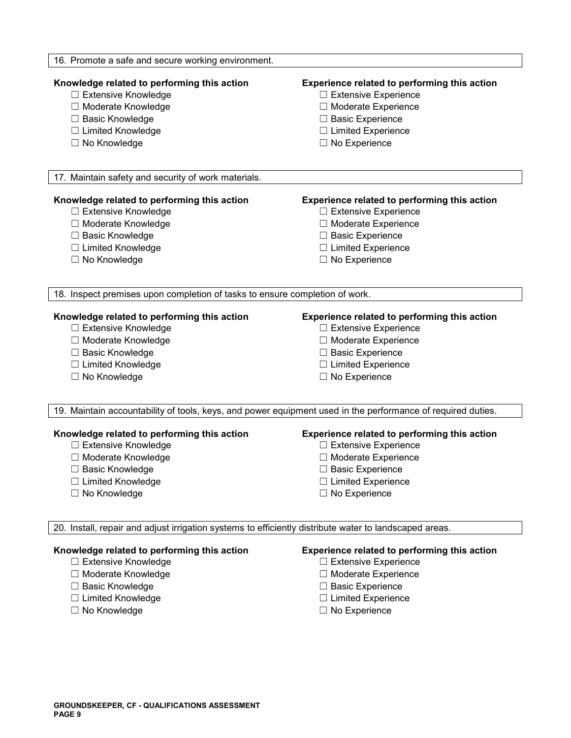16. Promote a safe and secure working environment.

**Knowledge related to performing this action**

- ☐ Extensive Knowledge
- ☐ Moderate Knowledge
- ☐ Basic Knowledge
- ☐ Limited Knowledge
- ☐ No Knowledge

**Experience related to performing this action**

- ☐ Extensive Experience
- ☐ Moderate Experience
- ☐ Basic Experience
- ☐ Limited Experience
- ☐ No Experience

17. Maintain safety and security of work materials.

**Knowledge related to performing this action**

- ☐ Extensive Knowledge
- ☐ Moderate Knowledge
- ☐ Basic Knowledge
- ☐ Limited Knowledge
- ☐ No Knowledge

**Experience related to performing this action**

- ☐ Extensive Experience
- ☐ Moderate Experience
- ☐ Basic Experience
- ☐ Limited Experience
- ☐ No Experience

18. Inspect premises upon completion of tasks to ensure completion of work.

**Knowledge related to performing this action**

- ☐ Extensive Knowledge
- ☐ Moderate Knowledge
- ☐ Basic Knowledge
- ☐ Limited Knowledge
- ☐ No Knowledge

**Experience related to performing this action**

- ☐ Extensive Experience
- ☐ Moderate Experience
- ☐ Basic Experience
- ☐ Limited Experience
- ☐ No Experience

19. Maintain accountability of tools, keys, and power equipment used in the performance of required duties.

**Knowledge related to performing this action**

- ☐ Extensive Knowledge
- ☐ Moderate Knowledge
- ☐ Basic Knowledge
- ☐ Limited Knowledge
- ☐ No Knowledge

**Experience related to performing this action**

- ☐ Extensive Experience
- ☐ Moderate Experience
- ☐ Basic Experience
- ☐ Limited Experience
- ☐ No Experience

20. Install, repair and adjust irrigation systems to efficiently distribute water to landscaped areas.

**Knowledge related to performing this action**

- ☐ Extensive Knowledge
- ☐ Moderate Knowledge
- ☐ Basic Knowledge
- ☐ Limited Knowledge
- ☐ No Knowledge

**Experience related to performing this action**

- ☐ Extensive Experience
- ☐ Moderate Experience
- ☐ Basic Experience
- ☐ Limited Experience
- ☐ No Experience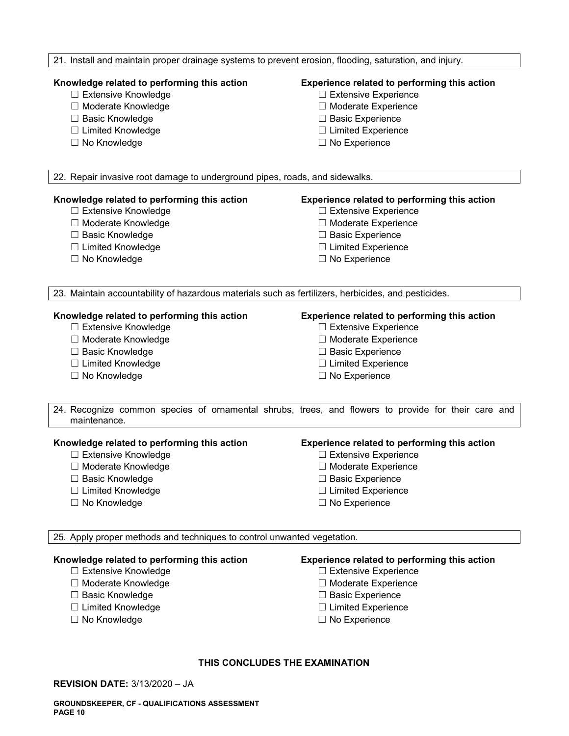21. Install and maintain proper drainage systems to prevent erosion, flooding, saturation, and injury.

**Knowledge related to performing this action**
- ☐ Extensive Knowledge
- ☐ Moderate Knowledge
- ☐ Basic Knowledge
- ☐ Limited Knowledge
- ☐ No Knowledge

**Experience related to performing this action**
- ☐ Extensive Experience
- ☐ Moderate Experience
- ☐ Basic Experience
- ☐ Limited Experience
- ☐ No Experience

22. Repair invasive root damage to underground pipes, roads, and sidewalks.

**Knowledge related to performing this action**
- ☐ Extensive Knowledge
- ☐ Moderate Knowledge
- ☐ Basic Knowledge
- ☐ Limited Knowledge
- ☐ No Knowledge

**Experience related to performing this action**
- ☐ Extensive Experience
- ☐ Moderate Experience
- ☐ Basic Experience
- ☐ Limited Experience
- ☐ No Experience

23. Maintain accountability of hazardous materials such as fertilizers, herbicides, and pesticides.

**Knowledge related to performing this action**
- ☐ Extensive Knowledge
- ☐ Moderate Knowledge
- ☐ Basic Knowledge
- ☐ Limited Knowledge
- ☐ No Knowledge

**Experience related to performing this action**
- ☐ Extensive Experience
- ☐ Moderate Experience
- ☐ Basic Experience
- ☐ Limited Experience
- ☐ No Experience

24. Recognize common species of ornamental shrubs, trees, and flowers to provide for their care and maintenance.

**Knowledge related to performing this action**
- ☐ Extensive Knowledge
- ☐ Moderate Knowledge
- ☐ Basic Knowledge
- ☐ Limited Knowledge
- ☐ No Knowledge

**Experience related to performing this action**
- ☐ Extensive Experience
- ☐ Moderate Experience
- ☐ Basic Experience
- ☐ Limited Experience
- ☐ No Experience

25. Apply proper methods and techniques to control unwanted vegetation.

**Knowledge related to performing this action**
- ☐ Extensive Knowledge
- ☐ Moderate Knowledge
- ☐ Basic Knowledge
- ☐ Limited Knowledge
- ☐ No Knowledge

**Experience related to performing this action**
- ☐ Extensive Experience
- ☐ Moderate Experience
- ☐ Basic Experience
- ☐ Limited Experience
- ☐ No Experience

**THIS CONCLUDES THE EXAMINATION**

**REVISION DATE:** 3/13/2020 – JA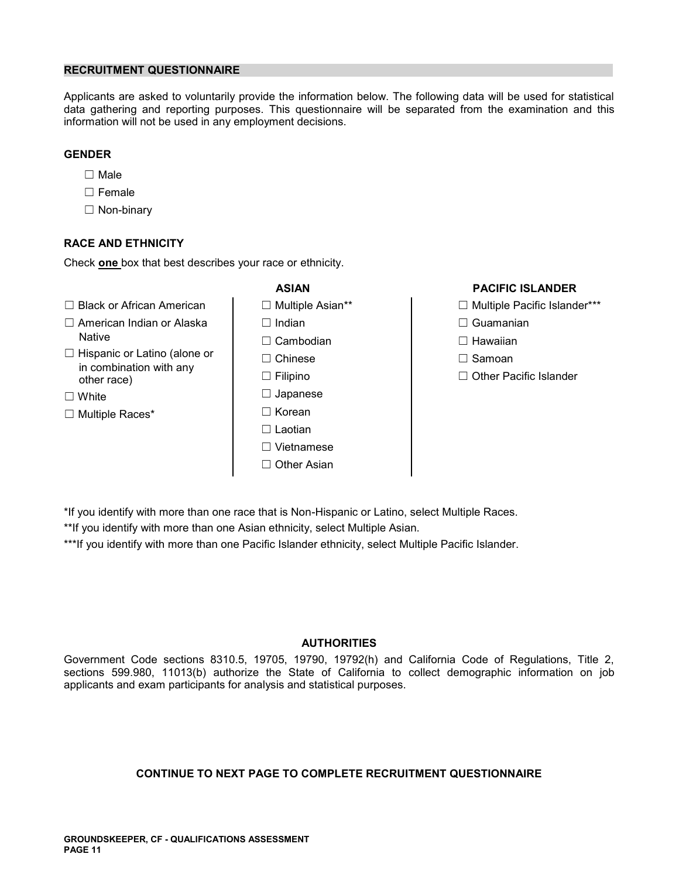## RECRUITMENT QUESTIONNAIRE

Applicants are asked to voluntarily provide the information below. The following data will be used for statistical data gathering and reporting purposes. This questionnaire will be separated from the examination and this information will not be used in any employment decisions.

### GENDER

☐ Male

☐ Female

☐ Non-binary

### RACE AND ETHNICITY

Check **one** box that best describes your race or ethnicity.

☐ Black or African American

☐ American Indian or Alaska Native

☐ Hispanic or Latino (alone or in combination with any other race)

☐ White

☐ Multiple Races*

**ASIAN**

☐ Multiple Asian**

☐ Indian

☐ Cambodian

☐ Chinese

☐ Filipino

☐ Japanese

☐ Korean

☐ Laotian

☐ Vietnamese

☐ Other Asian

**PACIFIC ISLANDER**

☐ Multiple Pacific Islander***

☐ Guamanian

☐ Hawaiian

☐ Samoan

☐ Other Pacific Islander

*If you identify with more than one race that is Non-Hispanic or Latino, select Multiple Races.

**If you identify with more than one Asian ethnicity, select Multiple Asian.

***If you identify with more than one Pacific Islander ethnicity, select Multiple Pacific Islander.

### AUTHORITIES

Government Code sections 8310.5, 19705, 19790, 19792(h) and California Code of Regulations, Title 2, sections 599.980, 11013(b) authorize the State of California to collect demographic information on job applicants and exam participants for analysis and statistical purposes.

**CONTINUE TO NEXT PAGE TO COMPLETE RECRUITMENT QUESTIONNAIRE**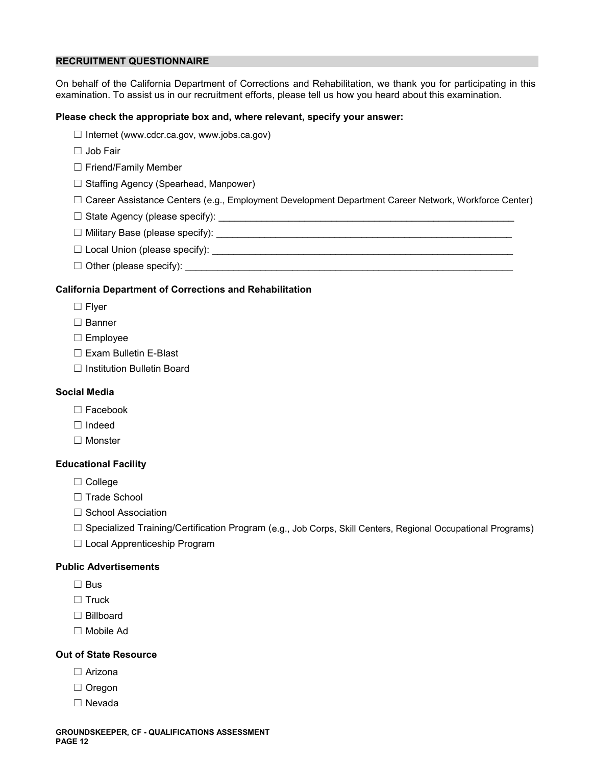## RECRUITMENT QUESTIONNAIRE

On behalf of the California Department of Corrections and Rehabilitation, we thank you for participating in this examination. To assist us in our recruitment efforts, please tell us how you heard about this examination.

**Please check the appropriate box and, where relevant, specify your answer:**

- ☐ Internet (www.cdcr.ca.gov, www.jobs.ca.gov)
- ☐ Job Fair
- ☐ Friend/Family Member
- ☐ Staffing Agency (Spearhead, Manpower)
- ☐ Career Assistance Centers (e.g., Employment Development Department Career Network, Workforce Center)
- ☐ State Agency (please specify): ______________________________________________________
- ☐ Military Base (please specify): ______________________________________________________
- ☐ Local Union (please specify): ______________________________________________________
- ☐ Other (please specify): ____________________________________________________________

**California Department of Corrections and Rehabilitation**

- ☐ Flyer
- ☐ Banner
- ☐ Employee
- ☐ Exam Bulletin E-Blast
- ☐ Institution Bulletin Board

**Social Media**

- ☐ Facebook
- ☐ Indeed
- ☐ Monster

**Educational Facility**

- ☐ College
- ☐ Trade School
- ☐ School Association
- ☐ Specialized Training/Certification Program (e.g., Job Corps, Skill Centers, Regional Occupational Programs)
- ☐ Local Apprenticeship Program

**Public Advertisements**

- ☐ Bus
- ☐ Truck
- ☐ Billboard
- ☐ Mobile Ad

**Out of State Resource**

- ☐ Arizona
- ☐ Oregon
- ☐ Nevada